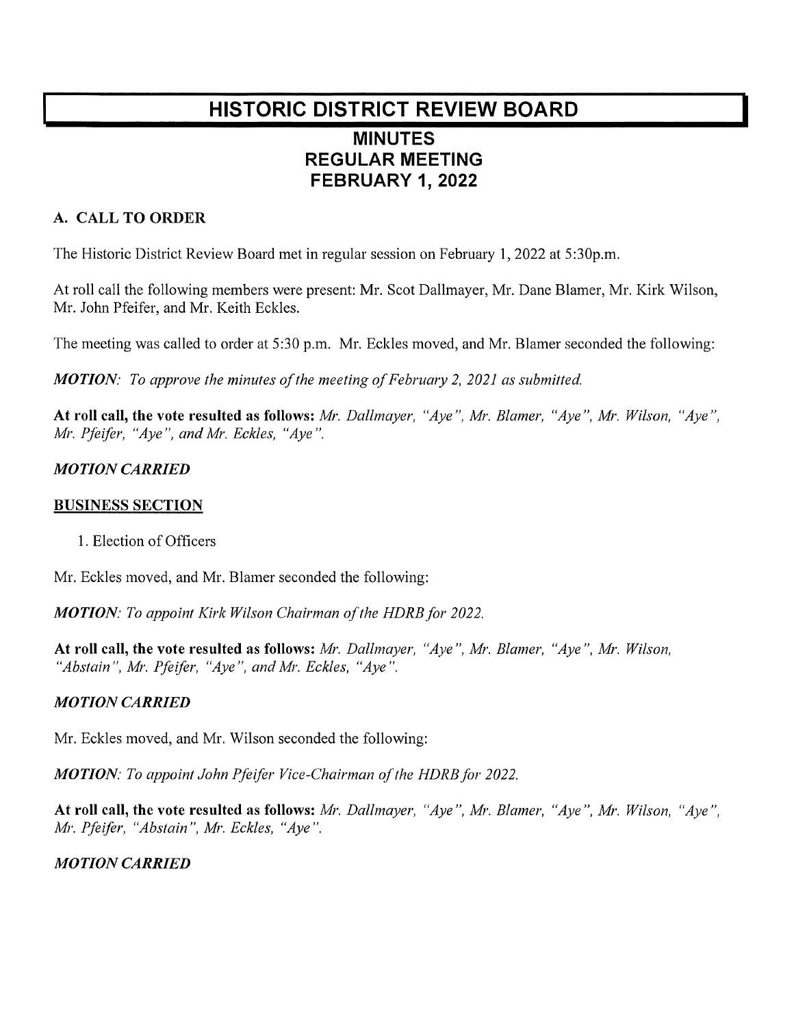# HISTORIC DISTRICT REVIEW BOARD

## MINUTES
## REGULAR MEETING
## FEBRUARY 1, 2022

### A. CALL TO ORDER

The Historic District Review Board met in regular session on February 1, 2022 at 5:30p.m.

At roll call the following members were present: Mr. Scot Dallmayer, Mr. Dane Blamer, Mr. Kirk Wilson, Mr. John Pfeifer, and Mr. Keith Eckles.

The meeting was called to order at 5:30 p.m. Mr. Eckles moved, and Mr. Blamer seconded the following:

***MOTION**: To approve the minutes of the meeting of February 2, 2021 as submitted.*

**At roll call, the vote resulted as follows:** *Mr. Dallmayer, "Aye", Mr. Blamer, "Aye", Mr. Wilson, "Aye", Mr. Pfeifer, "Aye", and Mr. Eckles, "Aye".*

***MOTION CARRIED***

**BUSINESS SECTION**

1. Election of Officers

Mr. Eckles moved, and Mr. Blamer seconded the following:

***MOTION**: To appoint Kirk Wilson Chairman of the HDRB for 2022.*

**At roll call, the vote resulted as follows:** *Mr. Dallmayer, "Aye", Mr. Blamer, "Aye", Mr. Wilson, "Abstain", Mr. Pfeifer, "Aye", and Mr. Eckles, "Aye".*

***MOTION CARRIED***

Mr. Eckles moved, and Mr. Wilson seconded the following:

***MOTION**: To appoint John Pfeifer Vice-Chairman of the HDRB for 2022.*

**At roll call, the vote resulted as follows:** *Mr. Dallmayer, "Aye", Mr. Blamer, "Aye", Mr. Wilson, "Aye", Mr. Pfeifer, "Abstain", Mr. Eckles, "Aye".*

***MOTION CARRIED***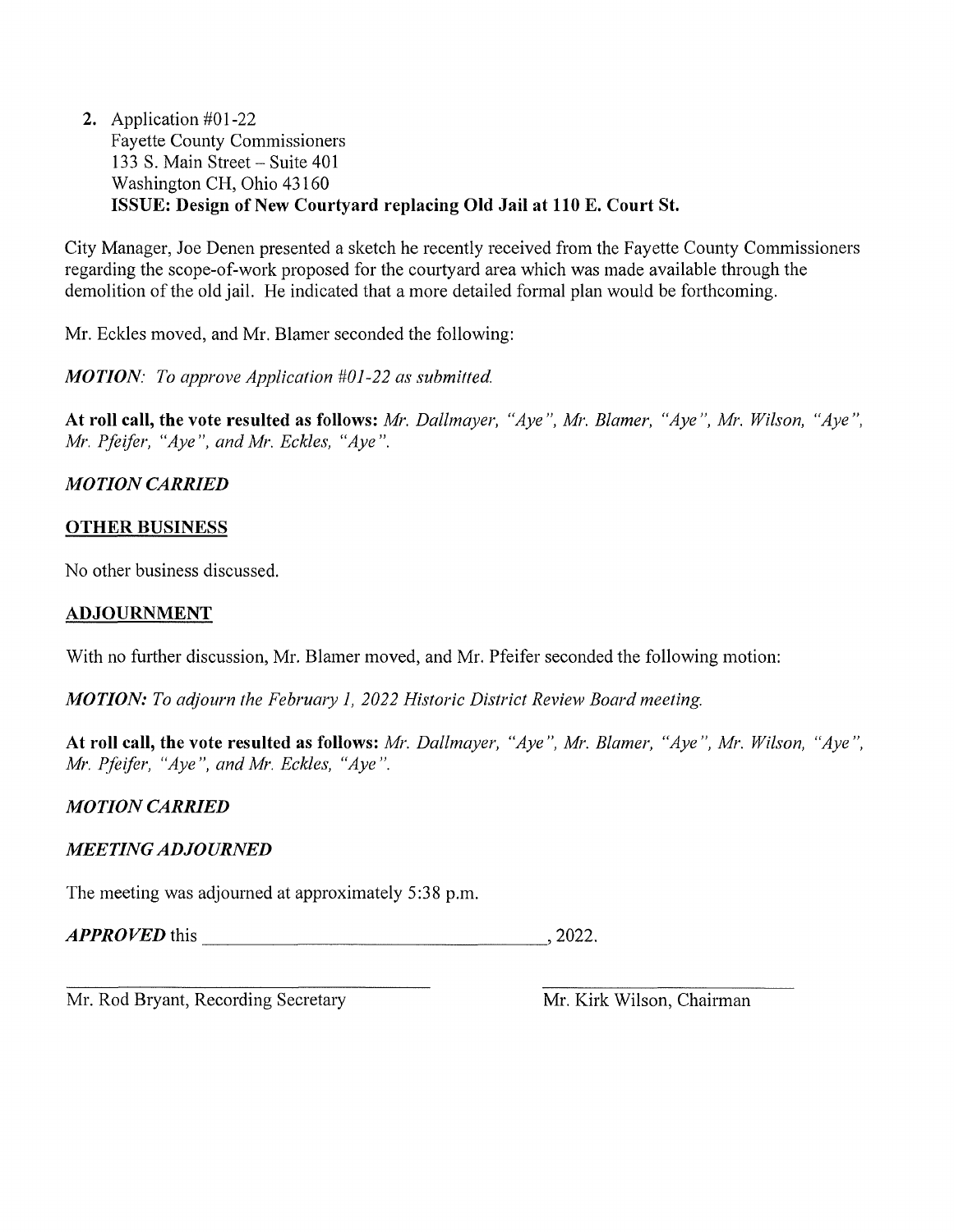2. Application #01-22
   Fayette County Commissioners
   133 S. Main Street – Suite 401
   Washington CH, Ohio 43160
   **ISSUE: Design of New Courtyard replacing Old Jail at 110 E. Court St.**

City Manager, Joe Denen presented a sketch he recently received from the Fayette County Commissioners regarding the scope-of-work proposed for the courtyard area which was made available through the demolition of the old jail. He indicated that a more detailed formal plan would be forthcoming.

Mr. Eckles moved, and Mr. Blamer seconded the following:

***MOTION:*** *To approve Application #01-22 as submitted.*

**At roll call, the vote resulted as follows:** *Mr. Dallmayer, "Aye", Mr. Blamer, "Aye", Mr. Wilson, "Aye", Mr. Pfeifer, "Aye", and Mr. Eckles, "Aye".*

***MOTION CARRIED***

**OTHER BUSINESS**

No other business discussed.

**ADJOURNMENT**

With no further discussion, Mr. Blamer moved, and Mr. Pfeifer seconded the following motion:

***MOTION:*** *To adjourn the February 1, 2022 Historic District Review Board meeting.*

**At roll call, the vote resulted as follows:** *Mr. Dallmayer, "Aye", Mr. Blamer, "Aye", Mr. Wilson, "Aye", Mr. Pfeifer, "Aye", and Mr. Eckles, "Aye".*

***MOTION CARRIED***

***MEETING ADJOURNED***

The meeting was adjourned at approximately 5:38 p.m.

***APPROVED*** this \_\_\_\_\_\_\_\_\_\_\_\_\_\_\_\_\_\_\_\_\_\_\_\_\_\_\_\_\_\_, 2022.

Mr. Rod Bryant, Recording Secretary

Mr. Kirk Wilson, Chairman